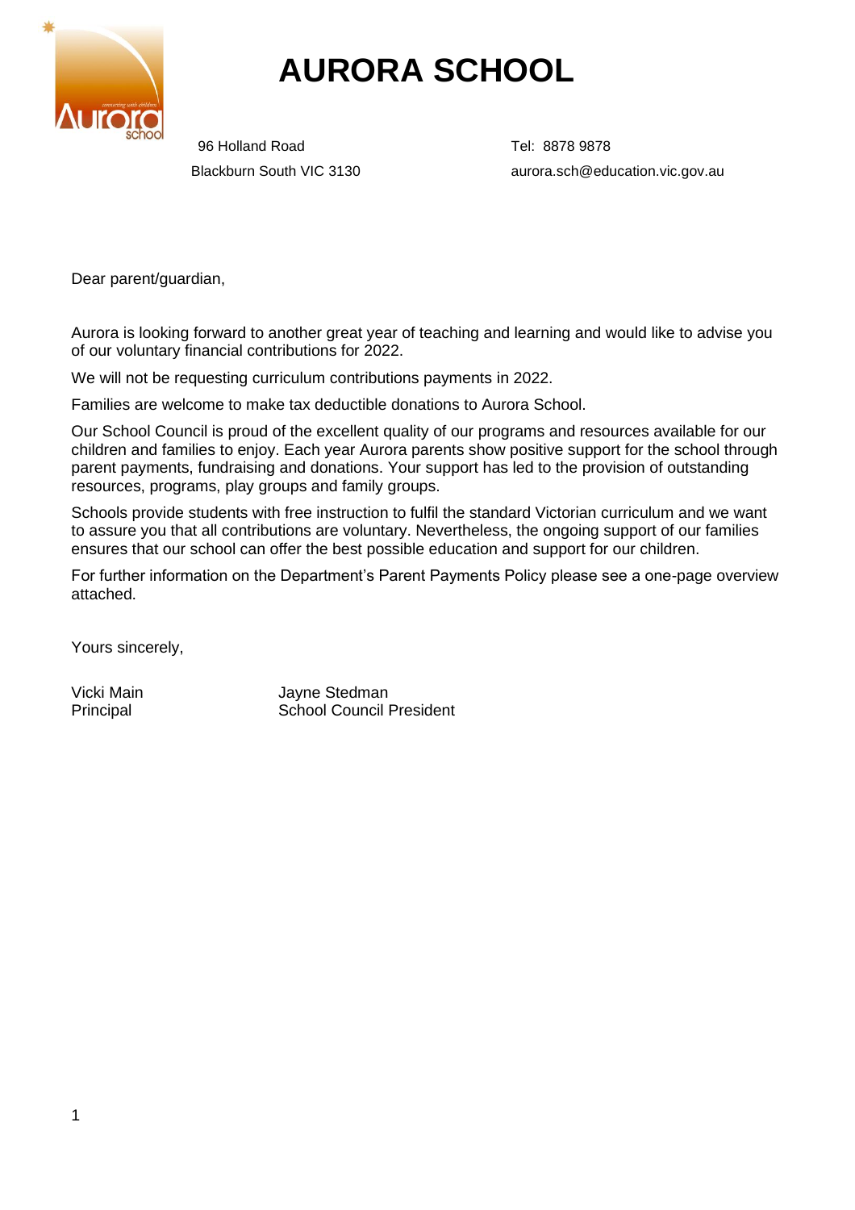# AURORA SCHOOL

96 Holland Road
Blackburn South VIC 3130

Tel: 8878 9878
aurora.sch@education.vic.gov.au

Dear parent/guardian,

Aurora is looking forward to another great year of teaching and learning and would like to advise you of our voluntary financial contributions for 2022.

We will not be requesting curriculum contributions payments in 2022.

Families are welcome to make tax deductible donations to Aurora School.

Our School Council is proud of the excellent quality of our programs and resources available for our children and families to enjoy. Each year Aurora parents show positive support for the school through parent payments, fundraising and donations. Your support has led to the provision of outstanding resources, programs, play groups and family groups.

Schools provide students with free instruction to fulfil the standard Victorian curriculum and we want to assure you that all contributions are voluntary. Nevertheless, the ongoing support of our families ensures that our school can offer the best possible education and support for our children.

For further information on the Department's Parent Payments Policy please see a one-page overview attached.

Yours sincerely,

Vicki Main
Principal

Jayne Stedman
School Council President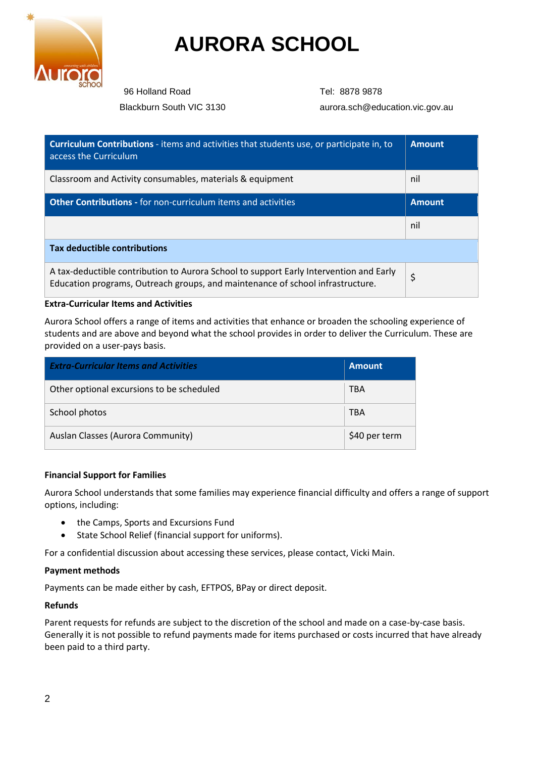# AURORA SCHOOL

96 Holland Road
Blackburn South VIC 3130

Tel: 8878 9878
aurora.sch@education.vic.gov.au

| **Curriculum Contributions** - items and activities that students use, or participate in, to access the Curriculum | **Amount** |
|---|---|
| Classroom and Activity consumables, materials & equipment | nil |
| **Other Contributions -** for non-curriculum items and activities | **Amount** |
| | nil |
| **Tax deductible contributions** | |
| A tax-deductible contribution to Aurora School to support Early Intervention and Early Education programs, Outreach groups, and maintenance of school infrastructure. | $ |

**Extra-Curricular Items and Activities**

Aurora School offers a range of items and activities that enhance or broaden the schooling experience of students and are above and beyond what the school provides in order to deliver the Curriculum. These are provided on a user-pays basis.

| ***Extra-Curricular Items and Activities*** | **Amount** |
|---|---|
| Other optional excursions to be scheduled | TBA |
| School photos | TBA |
| Auslan Classes (Aurora Community) | $40 per term |

**Financial Support for Families**

Aurora School understands that some families may experience financial difficulty and offers a range of support options, including:

- the Camps, Sports and Excursions Fund
- State School Relief (financial support for uniforms).

For a confidential discussion about accessing these services, please contact, Vicki Main.

**Payment methods**

Payments can be made either by cash, EFTPOS, BPay or direct deposit.

**Refunds**

Parent requests for refunds are subject to the discretion of the school and made on a case-by-case basis. Generally it is not possible to refund payments made for items purchased or costs incurred that have already been paid to a third party.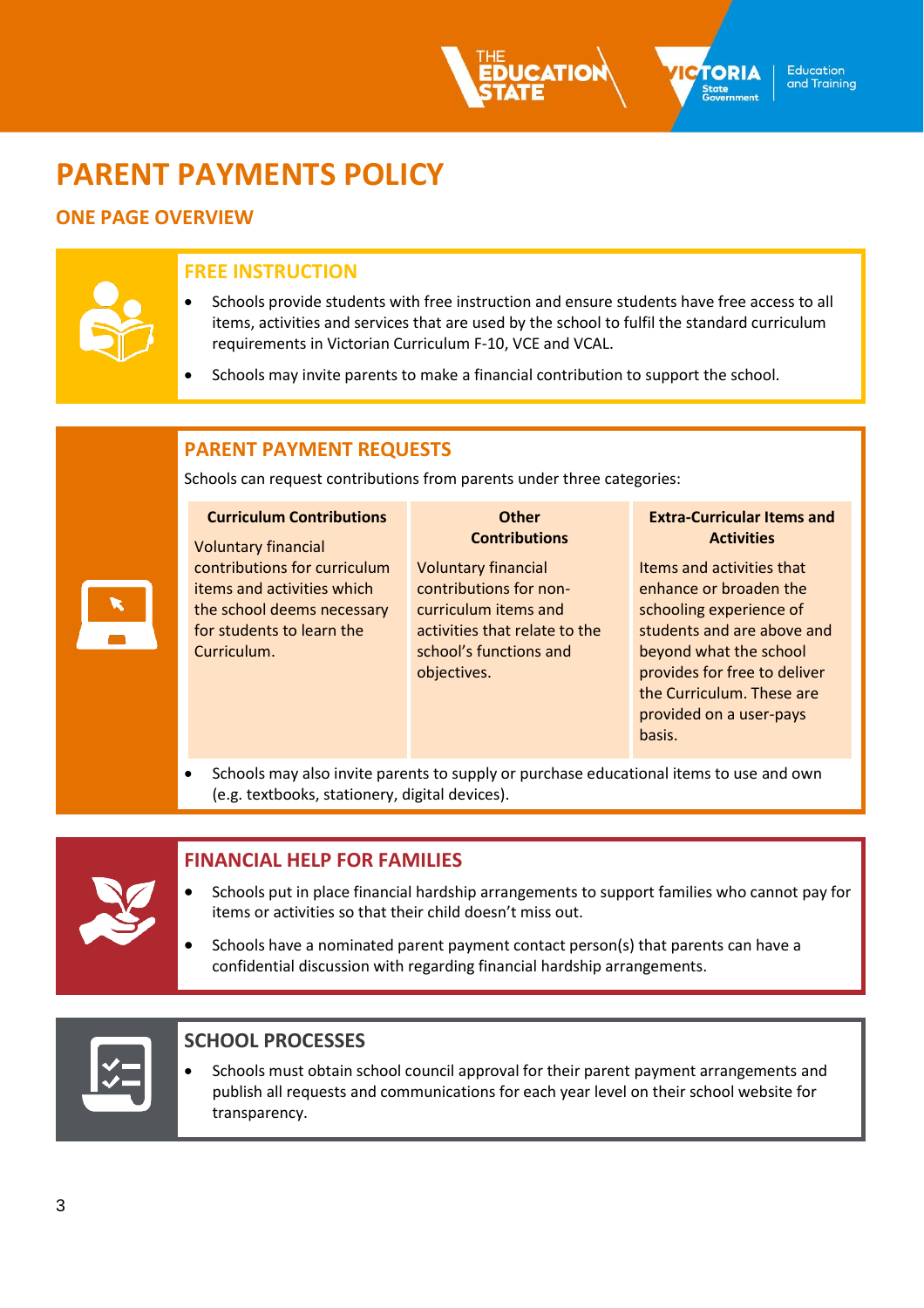# PARENT PAYMENTS POLICY

## ONE PAGE OVERVIEW

### FREE INSTRUCTION

- Schools provide students with free instruction and ensure students have free access to all items, activities and services that are used by the school to fulfil the standard curriculum requirements in Victorian Curriculum F-10, VCE and VCAL.
- Schools may invite parents to make a financial contribution to support the school.

### PARENT PAYMENT REQUESTS

Schools can request contributions from parents under three categories:

| Curriculum Contributions | Other Contributions | Extra-Curricular Items and Activities |
|---|---|---|
| Voluntary financial contributions for curriculum items and activities which the school deems necessary for students to learn the Curriculum. | Voluntary financial contributions for non-curriculum items and activities that relate to the school's functions and objectives. | Items and activities that enhance or broaden the schooling experience of students and are above and beyond what the school provides for free to deliver the Curriculum. These are provided on a user-pays basis. |

- Schools may also invite parents to supply or purchase educational items to use and own (e.g. textbooks, stationery, digital devices).

### FINANCIAL HELP FOR FAMILIES

- Schools put in place financial hardship arrangements to support families who cannot pay for items or activities so that their child doesn't miss out.
- Schools have a nominated parent payment contact person(s) that parents can have a confidential discussion with regarding financial hardship arrangements.

### SCHOOL PROCESSES

- Schools must obtain school council approval for their parent payment arrangements and publish all requests and communications for each year level on their school website for transparency.